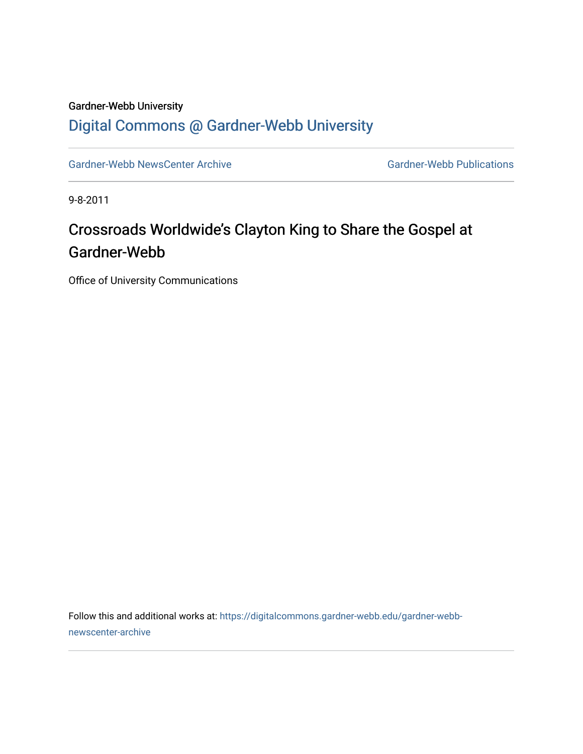Gardner-Webb University

# Digital Commons @ Gardner-Webb University

Gardner-Webb NewsCenter Archive

Gardner-Webb Publications

9-8-2011

## Crossroads Worldwide's Clayton King to Share the Gospel at Gardner-Webb

Office of University Communications

Follow this and additional works at: https://digitalcommons.gardner-webb.edu/gardner-webb-newscenter-archive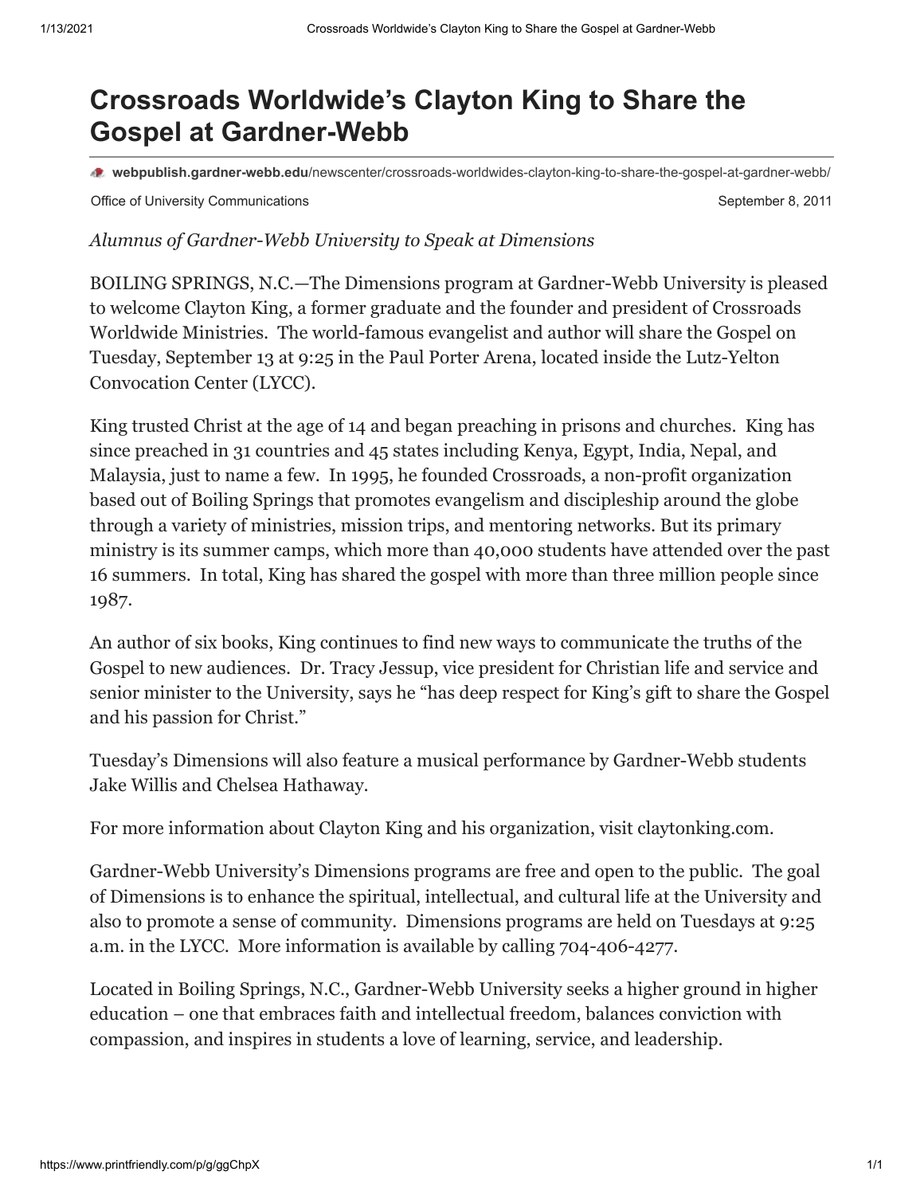# Crossroads Worldwide's Clayton King to Share the Gospel at Gardner-Webb

**webpublish.gardner-webb.edu**/newscenter/crossroads-worldwides-clayton-king-to-share-the-gospel-at-gardner-webb/

Office of University Communications — September 8, 2011

*Alumnus of Gardner-Webb University to Speak at Dimensions*

BOILING SPRINGS, N.C.—The Dimensions program at Gardner-Webb University is pleased to welcome Clayton King, a former graduate and the founder and president of Crossroads Worldwide Ministries. The world-famous evangelist and author will share the Gospel on Tuesday, September 13 at 9:25 in the Paul Porter Arena, located inside the Lutz-Yelton Convocation Center (LYCC).

King trusted Christ at the age of 14 and began preaching in prisons and churches. King has since preached in 31 countries and 45 states including Kenya, Egypt, India, Nepal, and Malaysia, just to name a few. In 1995, he founded Crossroads, a non-profit organization based out of Boiling Springs that promotes evangelism and discipleship around the globe through a variety of ministries, mission trips, and mentoring networks. But its primary ministry is its summer camps, which more than 40,000 students have attended over the past 16 summers. In total, King has shared the gospel with more than three million people since 1987.

An author of six books, King continues to find new ways to communicate the truths of the Gospel to new audiences. Dr. Tracy Jessup, vice president for Christian life and service and senior minister to the University, says he "has deep respect for King's gift to share the Gospel and his passion for Christ."

Tuesday's Dimensions will also feature a musical performance by Gardner-Webb students Jake Willis and Chelsea Hathaway.

For more information about Clayton King and his organization, visit claytonking.com.

Gardner-Webb University's Dimensions programs are free and open to the public. The goal of Dimensions is to enhance the spiritual, intellectual, and cultural life at the University and also to promote a sense of community. Dimensions programs are held on Tuesdays at 9:25 a.m. in the LYCC. More information is available by calling 704-406-4277.

Located in Boiling Springs, N.C., Gardner-Webb University seeks a higher ground in higher education – one that embraces faith and intellectual freedom, balances conviction with compassion, and inspires in students a love of learning, service, and leadership.